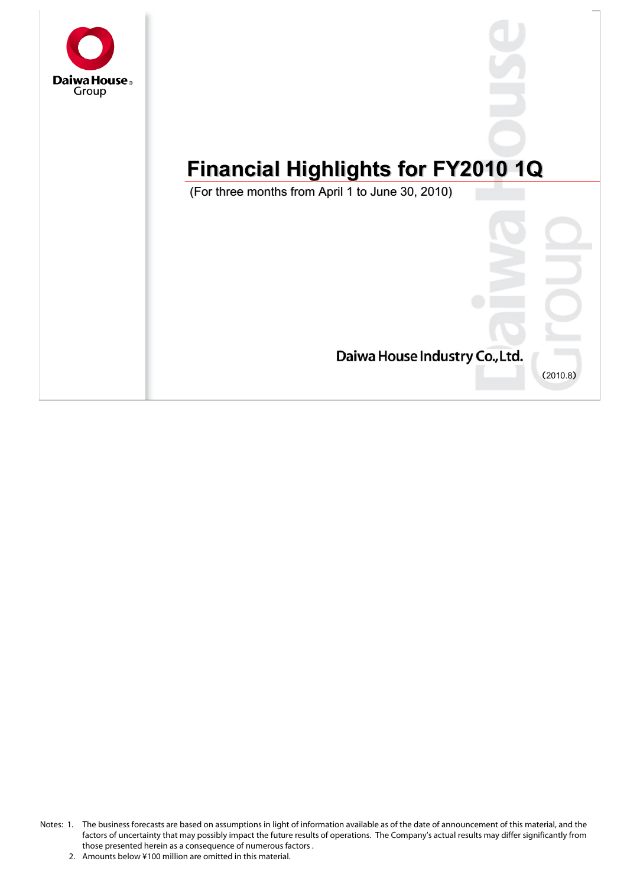Daiwa House Group

# Financial Highlights for FY2010 1Q

(For three months from April 1 to June 30, 2010)

Daiwa House Industry Co.,Ltd.

(2010.8)

Notes: 1. The business forecasts are based on assumptions in light of information available as of the date of announcement of this material, and the factors of uncertainty that may possibly impact the future results of operations. The Company's actual results may differ significantly from those presented herein as a consequence of numerous factors .

2. Amounts below ¥100 million are omitted in this material.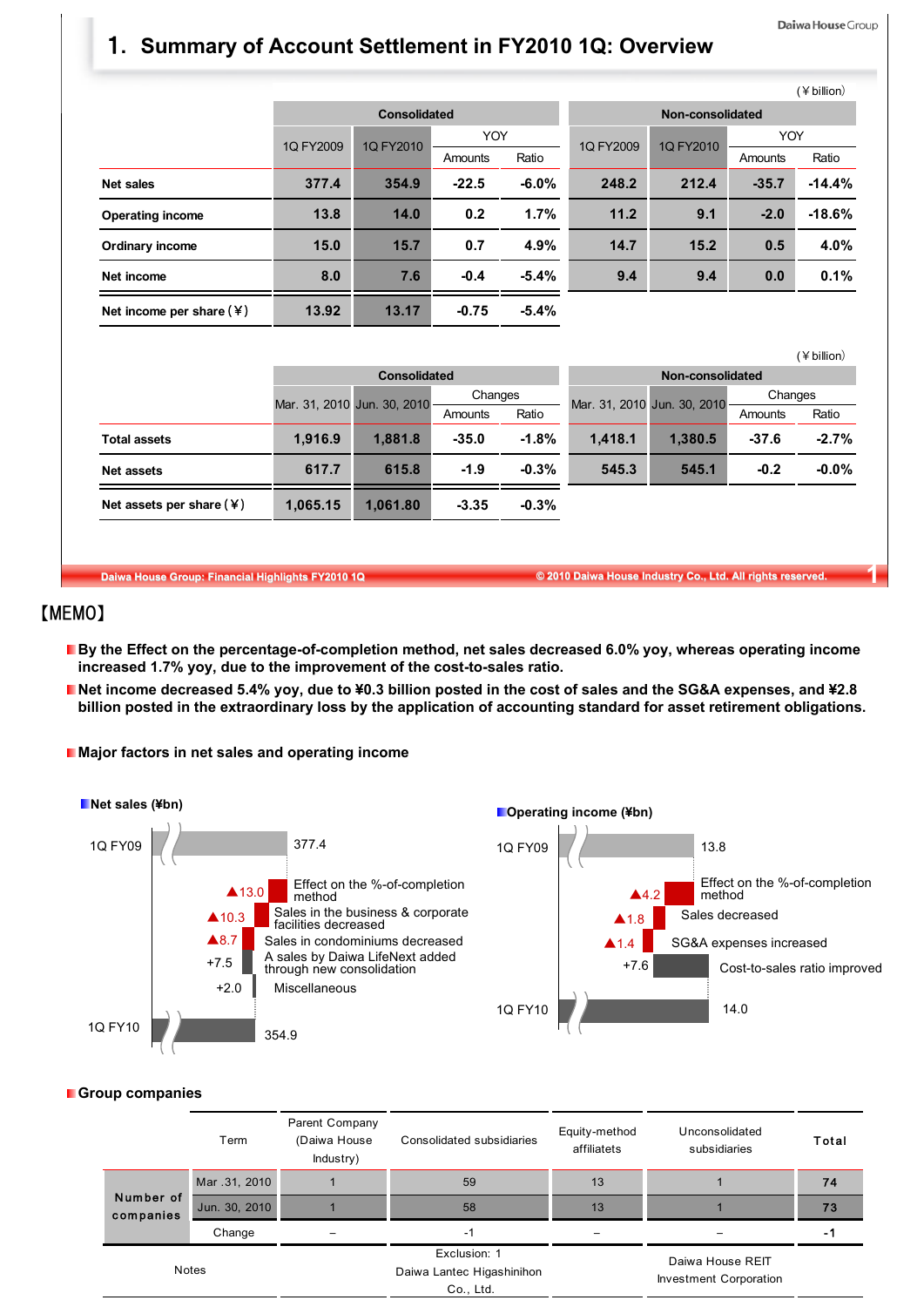# 1. Summary of Account Settlement in FY2010 1Q: Overview

(¥ billion)

| | Consolidated | | | | Non-consolidated | | | |
|---|---|---|---|---|---|---|---|---|
| | 1Q FY2009 | 1Q FY2010 | YOY | | 1Q FY2009 | 1Q FY2010 | YOY | |
| | | | Amounts | Ratio | | | Amounts | Ratio |
| **Net sales** | 377.4 | 354.9 | -22.5 | -6.0% | 248.2 | 212.4 | -35.7 | -14.4% |
| **Operating income** | 13.8 | 14.0 | 0.2 | 1.7% | 11.2 | 9.1 | -2.0 | -18.6% |
| **Ordinary income** | 15.0 | 15.7 | 0.7 | 4.9% | 14.7 | 15.2 | 0.5 | 4.0% |
| **Net income** | 8.0 | 7.6 | -0.4 | -5.4% | 9.4 | 9.4 | 0.0 | 0.1% |
| **Net income per share (¥)** | 13.92 | 13.17 | -0.75 | -5.4% | | | | |

(¥ billion)

| | Consolidated | | | | Non-consolidated | | | |
|---|---|---|---|---|---|---|---|---|
| | Mar. 31, 2010 | Jun. 30, 2010 | Changes | | Mar. 31, 2010 | Jun. 30, 2010 | Changes | |
| | | | Amounts | Ratio | | | Amounts | Ratio |
| **Total assets** | 1,916.9 | 1,881.8 | -35.0 | -1.8% | 1,418.1 | 1,380.5 | -37.6 | -2.7% |
| **Net assets** | 617.7 | 615.8 | -1.9 | -0.3% | 545.3 | 545.1 | -0.2 | -0.0% |
| **Net assets per share (¥)** | 1,065.15 | 1,061.80 | -3.35 | -0.3% | | | | |

【MEMO】

- **By the Effect on the percentage-of-completion method, net sales decreased 6.0% yoy, whereas operating income increased 1.7% yoy, due to the improvement of the cost-to-sales ratio.**
- **Net income decreased 5.4% yoy, due to ¥0.3 billion posted in the cost of sales and the SG&A expenses, and ¥2.8 billion posted in the extraordinary loss by the application of accounting standard for asset retirement obligations.**

**Major factors in net sales and operating income**

**Net sales (¥bn)**

- 1Q FY09: 377.4
- ▲13.0 Effect on the %-of-completion method
- ▲10.3 Sales in the business & corporate facilities decreased
- ▲8.7 Sales in condominiums decreased
- +7.5 A sales by Daiwa LifeNext added through new consolidation
- +2.0 Miscellaneous
- 1Q FY10: 354.9

**Operating income (¥bn)**

- 1Q FY09: 13.8
- ▲4.2 Effect on the %-of-completion method
- ▲1.8 Sales decreased
- ▲1.4 SG&A expenses increased
- +7.6 Cost-to-sales ratio improved
- 1Q FY10: 14.0

**Group companies**

| | Term | Parent Company (Daiwa House Industry) | Consolidated subsidiaries | Equity-method affiliates | Unconsolidated subsidiaries | Total |
|---|---|---|---|---|---|---|
| Number of companies | Mar .31, 2010 | 1 | 59 | 13 | 1 | 74 |
| | Jun. 30, 2010 | 1 | 58 | 13 | 1 | 73 |
| | Change | – | -1 | – | – | -1 |
| Notes | | | Exclusion: 1 Daiwa Lantec Higashinihon Co., Ltd. | | Daiwa House REIT Investment Corporation | |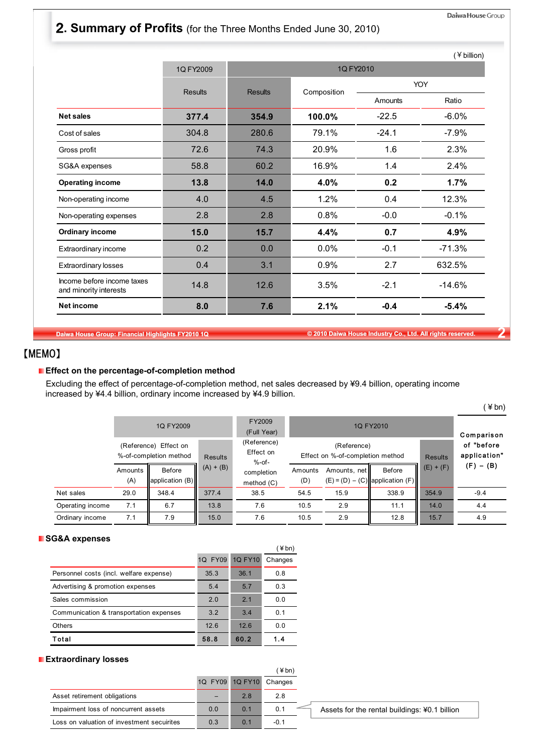## 2. Summary of Profits (for the Three Months Ended June 30, 2010)

(¥ billion)

| | 1Q FY2009 | 1Q FY2010 | | | |
|---|---|---|---|---|---|
| | Results | Results | Composition | YOY | |
| | | | | Amounts | Ratio |
| **Net sales** | **377.4** | **354.9** | **100.0%** | -22.5 | -6.0% |
| Cost of sales | 304.8 | 280.6 | 79.1% | -24.1 | -7.9% |
| Gross profit | 72.6 | 74.3 | 20.9% | 1.6 | 2.3% |
| SG&A expenses | 58.8 | 60.2 | 16.9% | 1.4 | 2.4% |
| **Operating income** | **13.8** | **14.0** | **4.0%** | **0.2** | **1.7%** |
| Non-operating income | 4.0 | 4.5 | 1.2% | 0.4 | 12.3% |
| Non-operating expenses | 2.8 | 2.8 | 0.8% | -0.0 | -0.1% |
| **Ordinary income** | **15.0** | **15.7** | **4.4%** | **0.7** | **4.9%** |
| Extraordinary income | 0.2 | 0.0 | 0.0% | -0.1 | -71.3% |
| Extraordinary losses | 0.4 | 3.1 | 0.9% | 2.7 | 632.5% |
| Income before income taxes and minority interests | 14.8 | 12.6 | 3.5% | -2.1 | -14.6% |
| **Net income** | **8.0** | **7.6** | **2.1%** | **-0.4** | **-5.4%** |

【MEMO】

**Effect on the percentage-of-completion method**

Excluding the effect of percentage-of-completion method, net sales decreased by ¥9.4 billion, operating income increased by ¥4.4 billion, ordinary income increased by ¥4.9 billion.

(¥ bn)

| | 1Q FY2009 | | | FY2009 (Full Year) | 1Q FY2010 | | | | Comparison of "before application" (F) − (B) |
|---|---|---|---|---|---|---|---|---|---|
| | (Reference) Effect on %-of-completion method | | Results (A) + (B) | (Reference) Effect on %-of-completion method (C) | (Reference) Effect on %-of-completion method | | | Results (E) + (F) | |
| | Amounts (A) | Before application (B) | | | Amounts (D) | Amounts, net (E) = (D) − (C) | Before application (F) | | |
| Net sales | 29.0 | 348.4 | 377.4 | 38.5 | 54.5 | 15.9 | 338.9 | 354.9 | -9.4 |
| Operating income | 7.1 | 6.7 | 13.8 | 7.6 | 10.5 | 2.9 | 11.1 | 14.0 | 4.4 |
| Ordinary income | 7.1 | 7.9 | 15.0 | 7.6 | 10.5 | 2.9 | 12.8 | 15.7 | 4.9 |

**SG&A expenses**

(¥ bn)

| | 1Q FY09 | 1Q FY10 | Changes |
|---|---|---|---|
| Personnel costs (incl. welfare expense) | 35.3 | 36.1 | 0.8 |
| Advertising & promotion expenses | 5.4 | 5.7 | 0.3 |
| Sales commission | 2.0 | 2.1 | 0.0 |
| Communication & transportation expenses | 3.2 | 3.4 | 0.1 |
| Others | 12.6 | 12.6 | 0.0 |
| **Total** | **58.8** | **60.2** | **1.4** |

**Extraordinary losses**

(¥ bn)

| | 1Q FY09 | 1Q FY10 | Changes |
|---|---|---|---|
| Asset retirement obligations | – | 2.8 | 2.8 |
| Impairment loss of noncurrent assets | 0.0 | 0.1 | 0.1 |
| Loss on valuation of investment secuirites | 0.3 | 0.1 | -0.1 |

Assets for the rental buildings: ¥0.1 billion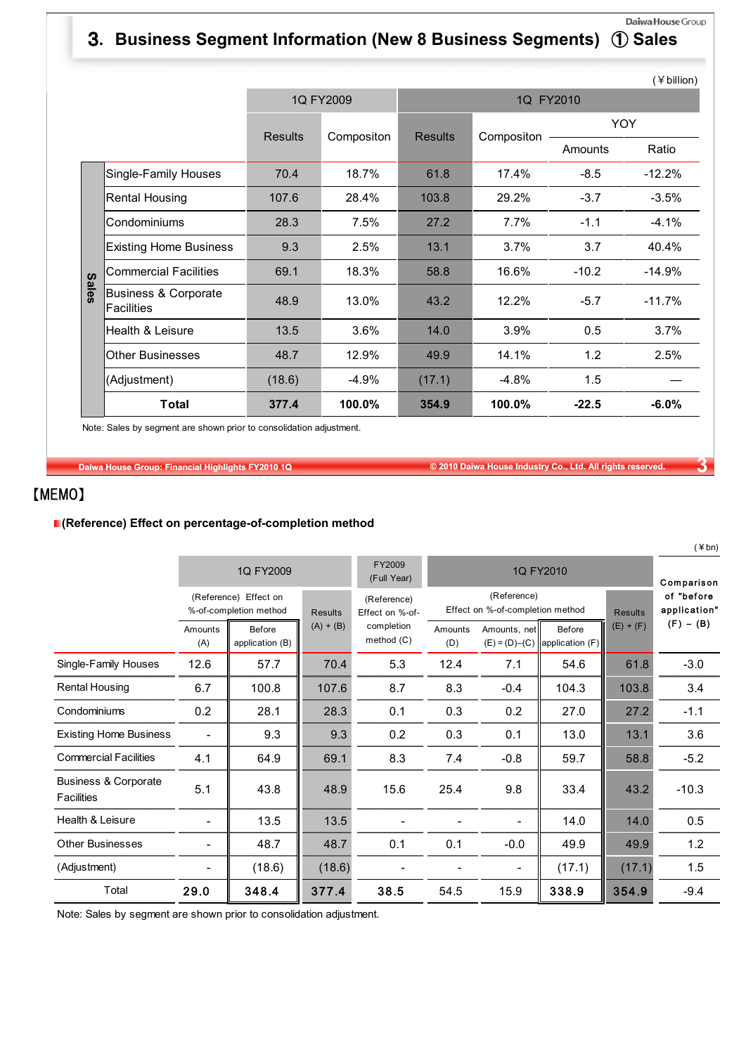# 3. Business Segment Information (New 8 Business Segments) ① Sales

(￥billion)

| | | 1Q FY2009 | | 1Q FY2010 | | | |
|---|---|---|---|---|---|---|---|
| | | Results | Compositon | Results | Compositon | YOY Amounts | YOY Ratio |
| Sales | Single-Family Houses | 70.4 | 18.7% | 61.8 | 17.4% | -8.5 | -12.2% |
| | Rental Housing | 107.6 | 28.4% | 103.8 | 29.2% | -3.7 | -3.5% |
| | Condominiums | 28.3 | 7.5% | 27.2 | 7.7% | -1.1 | -4.1% |
| | Existing Home Business | 9.3 | 2.5% | 13.1 | 3.7% | 3.7 | 40.4% |
| | Commercial Facilities | 69.1 | 18.3% | 58.8 | 16.6% | -10.2 | -14.9% |
| | Business & Corporate Facilities | 48.9 | 13.0% | 43.2 | 12.2% | -5.7 | -11.7% |
| | Health & Leisure | 13.5 | 3.6% | 14.0 | 3.9% | 0.5 | 3.7% |
| | Other Businesses | 48.7 | 12.9% | 49.9 | 14.1% | 1.2 | 2.5% |
| | (Adjustment) | (18.6) | -4.9% | (17.1) | -4.8% | 1.5 | ― |
| | **Total** | **377.4** | **100.0%** | **354.9** | **100.0%** | **-22.5** | **-6.0%** |

Note: Sales by segment are shown prior to consolidation adjustment.

【MEMO】

**(Reference) Effect on percentage-of-completion method**

(￥bn)

| | 1Q FY2009 | | | FY2009 (Full Year) | 1Q FY2010 | | | | Comparison of "before application" (F) − (B) |
|---|---|---|---|---|---|---|---|---|---|
| | (Reference) Effect on %-of-completion method Amounts (A) | Before application (B) | Results (A) + (B) | (Reference) Effect on %-of-completion method (C) | (Reference) Effect on %-of-completion method Amounts (D) | Amounts, net (E) = (D)−(C) | Before application (F) | Results (E) + (F) | |
| Single-Family Houses | 12.6 | 57.7 | 70.4 | 5.3 | 12.4 | 7.1 | 54.6 | 61.8 | -3.0 |
| Rental Housing | 6.7 | 100.8 | 107.6 | 8.7 | 8.3 | -0.4 | 104.3 | 103.8 | 3.4 |
| Condominiums | 0.2 | 28.1 | 28.3 | 0.1 | 0.3 | 0.2 | 27.0 | 27.2 | -1.1 |
| Existing Home Business | - | 9.3 | 9.3 | 0.2 | 0.3 | 0.1 | 13.0 | 13.1 | 3.6 |
| Commercial Facilities | 4.1 | 64.9 | 69.1 | 8.3 | 7.4 | -0.8 | 59.7 | 58.8 | -5.2 |
| Business & Corporate Facilities | 5.1 | 43.8 | 48.9 | 15.6 | 25.4 | 9.8 | 33.4 | 43.2 | -10.3 |
| Health & Leisure | - | 13.5 | 13.5 | - | - | - | 14.0 | 14.0 | 0.5 |
| Other Businesses | - | 48.7 | 48.7 | 0.1 | 0.1 | -0.0 | 49.9 | 49.9 | 1.2 |
| (Adjustment) | - | (18.6) | (18.6) | - | - | - | (17.1) | (17.1) | 1.5 |
| Total | 29.0 | 348.4 | 377.4 | 38.5 | 54.5 | 15.9 | 338.9 | 354.9 | -9.4 |

Note: Sales by segment are shown prior to consolidation adjustment.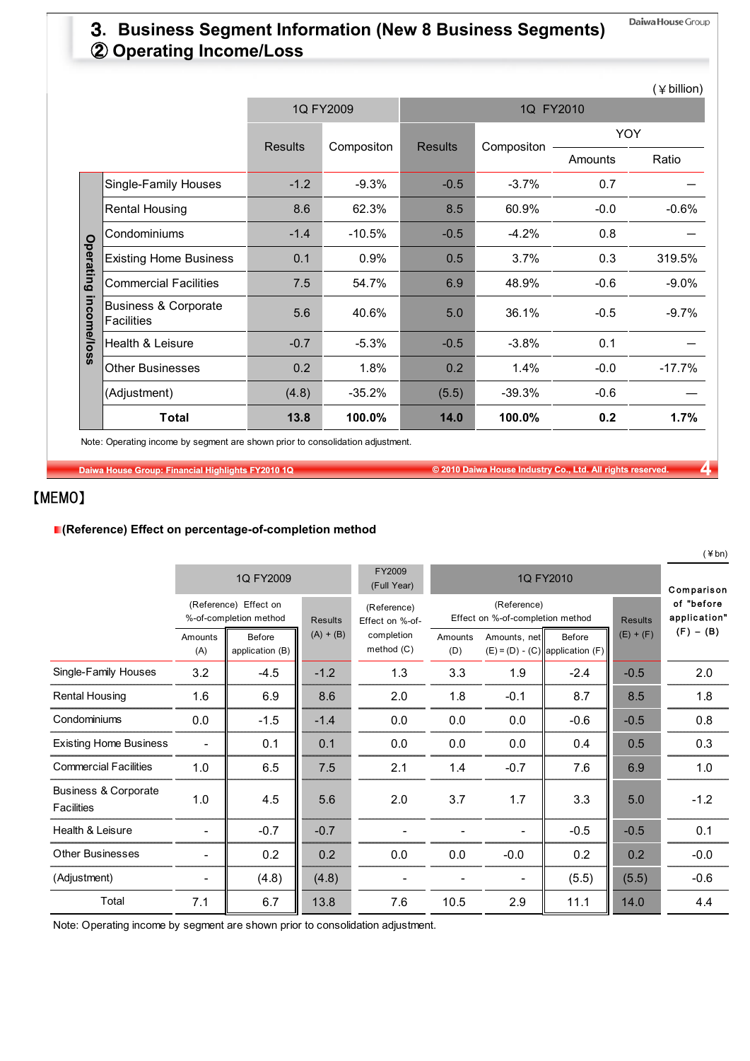# 3. Business Segment Information (New 8 Business Segments)

## ② Operating Income/Loss

(￥billion)

| | | 1Q FY2009 | | 1Q FY2010 | | | |
|---|---|---|---|---|---|---|---|
| | | Results | Compositon | Results | Compositon | YOY | |
| | | | | | | Amounts | Ratio |
| Operating income/loss | Single-Family Houses | -1.2 | -9.3% | -0.5 | -3.7% | 0.7 | ― |
| | Rental Housing | 8.6 | 62.3% | 8.5 | 60.9% | -0.0 | -0.6% |
| | Condominiums | -1.4 | -10.5% | -0.5 | -4.2% | 0.8 | ― |
| | Existing Home Business | 0.1 | 0.9% | 0.5 | 3.7% | 0.3 | 319.5% |
| | Commercial Facilities | 7.5 | 54.7% | 6.9 | 48.9% | -0.6 | -9.0% |
| | Business & Corporate Facilities | 5.6 | 40.6% | 5.0 | 36.1% | -0.5 | -9.7% |
| | Health & Leisure | -0.7 | -5.3% | -0.5 | -3.8% | 0.1 | ― |
| | Other Businesses | 0.2 | 1.8% | 0.2 | 1.4% | -0.0 | -17.7% |
| | (Adjustment) | (4.8) | -35.2% | (5.5) | -39.3% | -0.6 | ― |
| | **Total** | **13.8** | **100.0%** | **14.0** | **100.0%** | **0.2** | **1.7%** |

Note: Operating income by segment are shown prior to consolidation adjustment.

【MEMO】

**(Reference) Effect on percentage-of-completion method**

(￥bn)

| | 1Q FY2009 | | | FY2009 (Full Year) | 1Q FY2010 | | | | Comparison of "before application" (F) − (B) |
|---|---|---|---|---|---|---|---|---|---|
| | (Reference) Effect on %-of-completion method | | Results (A) + (B) | (Reference) Effect on %-of-completion method (C) | (Reference) Effect on %-of-completion method | | | Results (E) + (F) | |
| | Amounts (A) | Before application (B) | | | Amounts (D) | Amounts, net (E) = (D) - (C) | Before application (F) | | |
| Single-Family Houses | 3.2 | -4.5 | -1.2 | 1.3 | 3.3 | 1.9 | -2.4 | -0.5 | 2.0 |
| Rental Housing | 1.6 | 6.9 | 8.6 | 2.0 | 1.8 | -0.1 | 8.7 | 8.5 | 1.8 |
| Condominiums | 0.0 | -1.5 | -1.4 | 0.0 | 0.0 | 0.0 | -0.6 | -0.5 | 0.8 |
| Existing Home Business | - | 0.1 | 0.1 | 0.0 | 0.0 | 0.0 | 0.4 | 0.5 | 0.3 |
| Commercial Facilities | 1.0 | 6.5 | 7.5 | 2.1 | 1.4 | -0.7 | 7.6 | 6.9 | 1.0 |
| Business & Corporate Facilities | 1.0 | 4.5 | 5.6 | 2.0 | 3.7 | 1.7 | 3.3 | 5.0 | -1.2 |
| Health & Leisure | - | -0.7 | -0.7 | - | - | - | -0.5 | -0.5 | 0.1 |
| Other Businesses | - | 0.2 | 0.2 | 0.0 | 0.0 | -0.0 | 0.2 | 0.2 | -0.0 |
| (Adjustment) | - | (4.8) | (4.8) | - | - | - | (5.5) | (5.5) | -0.6 |
| Total | 7.1 | 6.7 | 13.8 | 7.6 | 10.5 | 2.9 | 11.1 | 14.0 | 4.4 |

Note: Operating income by segment are shown prior to consolidation adjustment.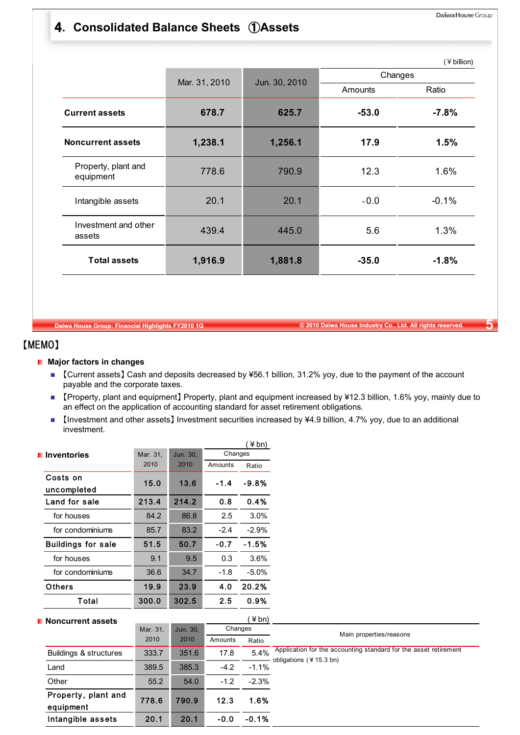# 4. Consolidated Balance Sheets ①Assets

(￥billion)

| | Mar. 31, 2010 | Jun. 30, 2010 | Changes | |
|---|---|---|---|---|
| | | | Amounts | Ratio |
| **Current assets** | **678.7** | **625.7** | **-53.0** | **-7.8%** |
| **Noncurrent assets** | **1,238.1** | **1,256.1** | **17.9** | **1.5%** |
| Property, plant and equipment | 778.6 | 790.9 | 12.3 | 1.6% |
| Intangible assets | 20.1 | 20.1 | -0.0 | -0.1% |
| Investment and other assets | 439.4 | 445.0 | 5.6 | 1.3% |
| **Total assets** | **1,916.9** | **1,881.8** | **-35.0** | **-1.8%** |

【MEMO】

- **Major factors in changes**
  - 【Current assets】Cash and deposits decreased by ¥56.1 billion, 31.2% yoy, due to the payment of the account payable and the corporate taxes.
  - 【Property, plant and equipment】Property, plant and equipment increased by ¥12.3 billion, 1.6% yoy, mainly due to an effect on the application of accounting standard for asset retirement obligations.
  - 【Investment and other assets】Investment securities increased by ¥4.9 billion, 4.7% yoy, due to an additional investment.

**Inventories** (￥bn)

| | Mar. 31, 2010 | Jun. 30, 2010 | Changes | |
|---|---|---|---|---|
| | | | Amounts | Ratio |
| **Costs on uncompleted** | **15.0** | **13.6** | **-1.4** | **-9.8%** |
| **Land for sale** | **213.4** | **214.2** | **0.8** | **0.4%** |
| for houses | 84.2 | 86.8 | 2.5 | 3.0% |
| for condominiums | 85.7 | 83.2 | -2.4 | -2.9% |
| **Buildings for sale** | **51.5** | **50.7** | **-0.7** | **-1.5%** |
| for houses | 9.1 | 9.5 | 0.3 | 3.6% |
| for condominiums | 36.6 | 34.7 | -1.8 | -5.0% |
| **Others** | **19.9** | **23.9** | **4.0** | **20.2%** |
| **Total** | **300.0** | **302.5** | **2.5** | **0.9%** |

**Noncurrent assets** (￥bn)

| | Mar. 31, 2010 | Jun. 30, 2010 | Changes | | Main properties/reasons |
|---|---|---|---|---|---|
| | | | Amounts | Ratio | |
| Buildings & structures | 333.7 | 351.6 | 17.8 | 5.4% | Application for the accounting standard for the asset retirement obligations (￥15.3 bn) |
| Land | 389.5 | 385.3 | -4.2 | -1.1% | |
| Other | 55.2 | 54.0 | -1.2 | -2.3% | |
| **Property, plant and equipment** | **778.6** | **790.9** | **12.3** | **1.6%** | |
| **Intangible assets** | **20.1** | **20.1** | **-0.0** | **-0.1%** | |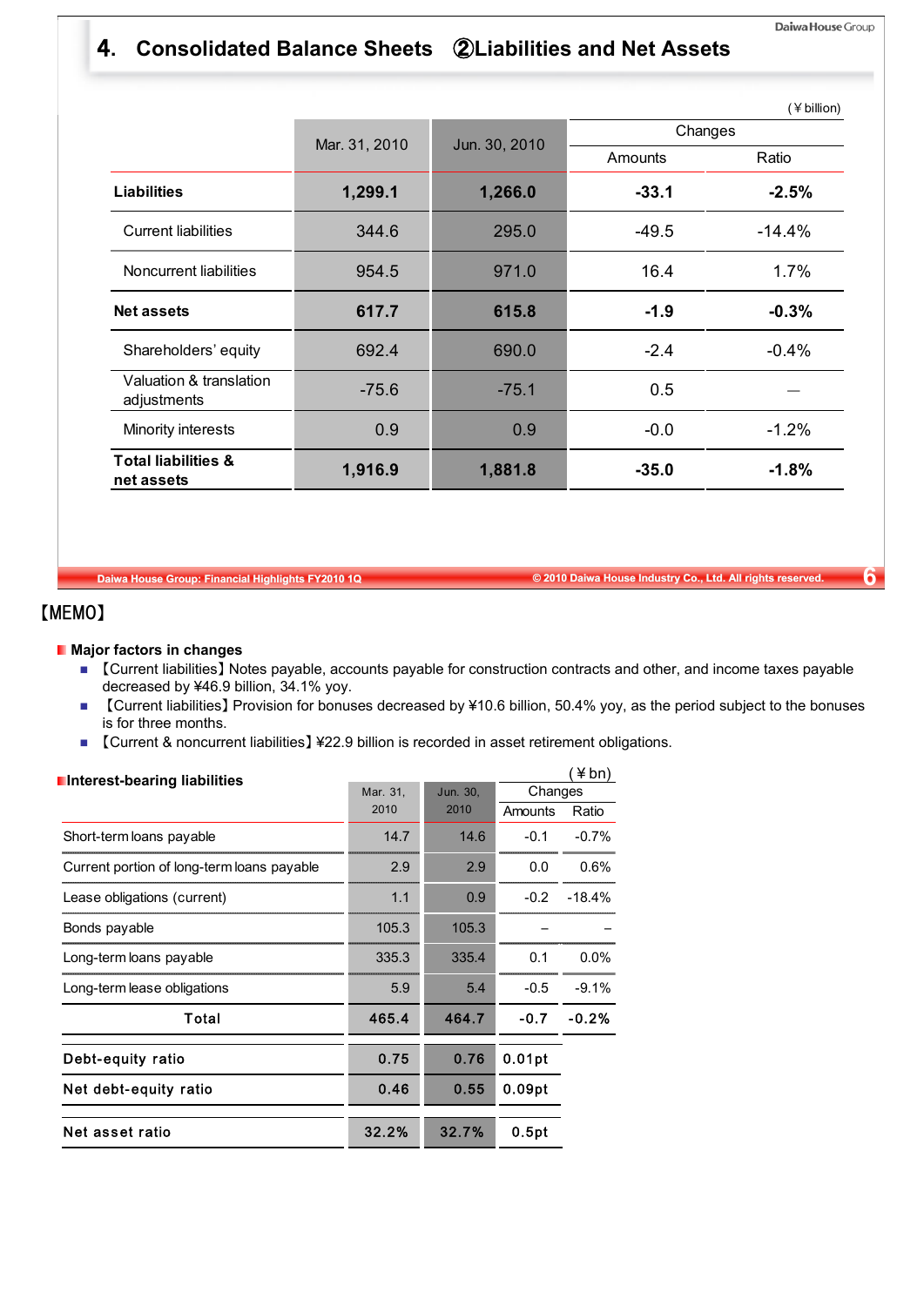# 4. Consolidated Balance Sheets ②Liabilities and Net Assets

(¥ billion)

| | Mar. 31, 2010 | Jun. 30, 2010 | Changes | |
|---|---|---|---|---|
| | | | Amounts | Ratio |
| **Liabilities** | **1,299.1** | **1,266.0** | **-33.1** | **-2.5%** |
| Current liabilities | 344.6 | 295.0 | -49.5 | -14.4% |
| Noncurrent liabilities | 954.5 | 971.0 | 16.4 | 1.7% |
| **Net assets** | **617.7** | **615.8** | **-1.9** | **-0.3%** |
| Shareholders' equity | 692.4 | 690.0 | -2.4 | -0.4% |
| Valuation & translation adjustments | -75.6 | -75.1 | 0.5 | — |
| Minority interests | 0.9 | 0.9 | -0.0 | -1.2% |
| **Total liabilities & net assets** | **1,916.9** | **1,881.8** | **-35.0** | **-1.8%** |

【MEMO】

**Major factors in changes**

- 【Current liabilities】Notes payable, accounts payable for construction contracts and other, and income taxes payable decreased by ¥46.9 billion, 34.1% yoy.
- 【Current liabilities】Provision for bonuses decreased by ¥10.6 billion, 50.4% yoy, as the period subject to the bonuses is for three months.
- 【Current & noncurrent liabilities】¥22.9 billion is recorded in asset retirement obligations.

**Interest-bearing liabilities**

(¥bn)

| | Mar. 31, 2010 | Jun. 30, 2010 | Changes | |
|---|---|---|---|---|
| | | | Amounts | Ratio |
| Short-term loans payable | 14.7 | 14.6 | -0.1 | -0.7% |
| Current portion of long-term loans payable | 2.9 | 2.9 | 0.0 | 0.6% |
| Lease obligations (current) | 1.1 | 0.9 | -0.2 | -18.4% |
| Bonds payable | 105.3 | 105.3 | – | – |
| Long-term loans payable | 335.3 | 335.4 | 0.1 | 0.0% |
| Long-term lease obligations | 5.9 | 5.4 | -0.5 | -9.1% |
| Total | 465.4 | 464.7 | -0.7 | -0.2% |
| Debt-equity ratio | 0.75 | 0.76 | 0.01pt | |
| Net debt-equity ratio | 0.46 | 0.55 | 0.09pt | |
| Net asset ratio | 32.2% | 32.7% | 0.5pt | |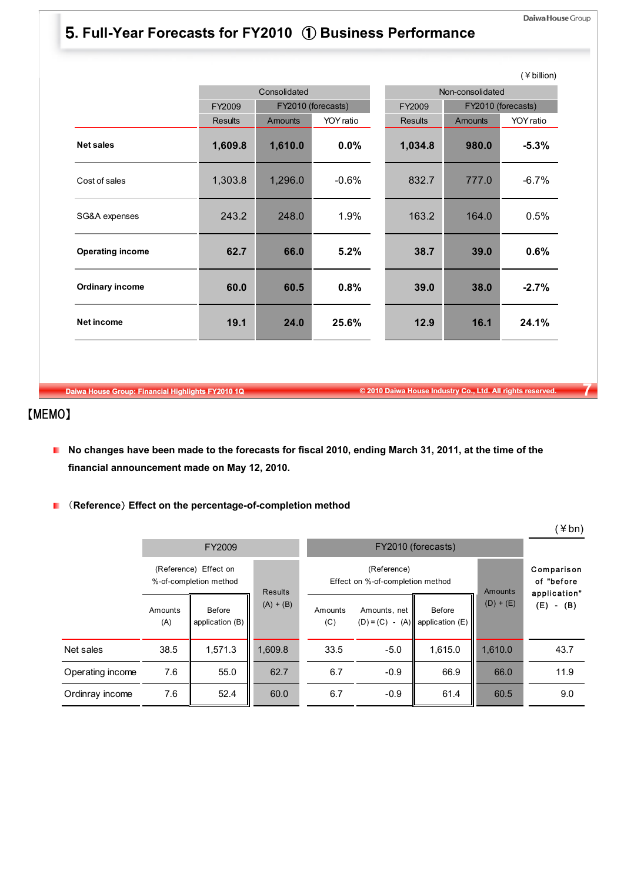# 5. Full-Year Forecasts for FY2010 ① Business Performance

(¥billion)

| | Consolidated | | | Non-consolidated | | |
|---|---|---|---|---|---|---|
| | FY2009 | FY2010 (forecasts) | | FY2009 | FY2010 (forecasts) | |
| | Results | Amounts | YOY ratio | Results | Amounts | YOY ratio |
| **Net sales** | **1,609.8** | **1,610.0** | **0.0%** | **1,034.8** | **980.0** | **-5.3%** |
| Cost of sales | 1,303.8 | 1,296.0 | -0.6% | 832.7 | 777.0 | -6.7% |
| SG&A expenses | 243.2 | 248.0 | 1.9% | 163.2 | 164.0 | 0.5% |
| **Operating income** | **62.7** | **66.0** | **5.2%** | **38.7** | **39.0** | **0.6%** |
| **Ordinary income** | **60.0** | **60.5** | **0.8%** | **39.0** | **38.0** | **-2.7%** |
| **Net income** | **19.1** | **24.0** | **25.6%** | **12.9** | **16.1** | **24.1%** |

【MEMO】

- **No changes have been made to the forecasts for fiscal 2010, ending March 31, 2011, at the time of the financial announcement made on May 12, 2010.**

- **（Reference）Effect on the percentage-of-completion method**

(¥bn)

| | FY2009 | | | FY2010 (forecasts) | | | | Comparison of "before application" (E) - (B) |
|---|---|---|---|---|---|---|---|---|
| | (Reference) Effect on %-of-completion method | | Results (A) + (B) | (Reference) Effect on %-of-completion method | | | Amounts (D) + (E) | |
| | Amounts (A) | Before application (B) | | Amounts (C) | Amounts, net (D) = (C) - (A) | Before application (E) | | |
| Net sales | 38.5 | 1,571.3 | 1,609.8 | 33.5 | -5.0 | 1,615.0 | 1,610.0 | 43.7 |
| Operating income | 7.6 | 55.0 | 62.7 | 6.7 | -0.9 | 66.9 | 66.0 | 11.9 |
| Ordinray income | 7.6 | 52.4 | 60.0 | 6.7 | -0.9 | 61.4 | 60.5 | 9.0 |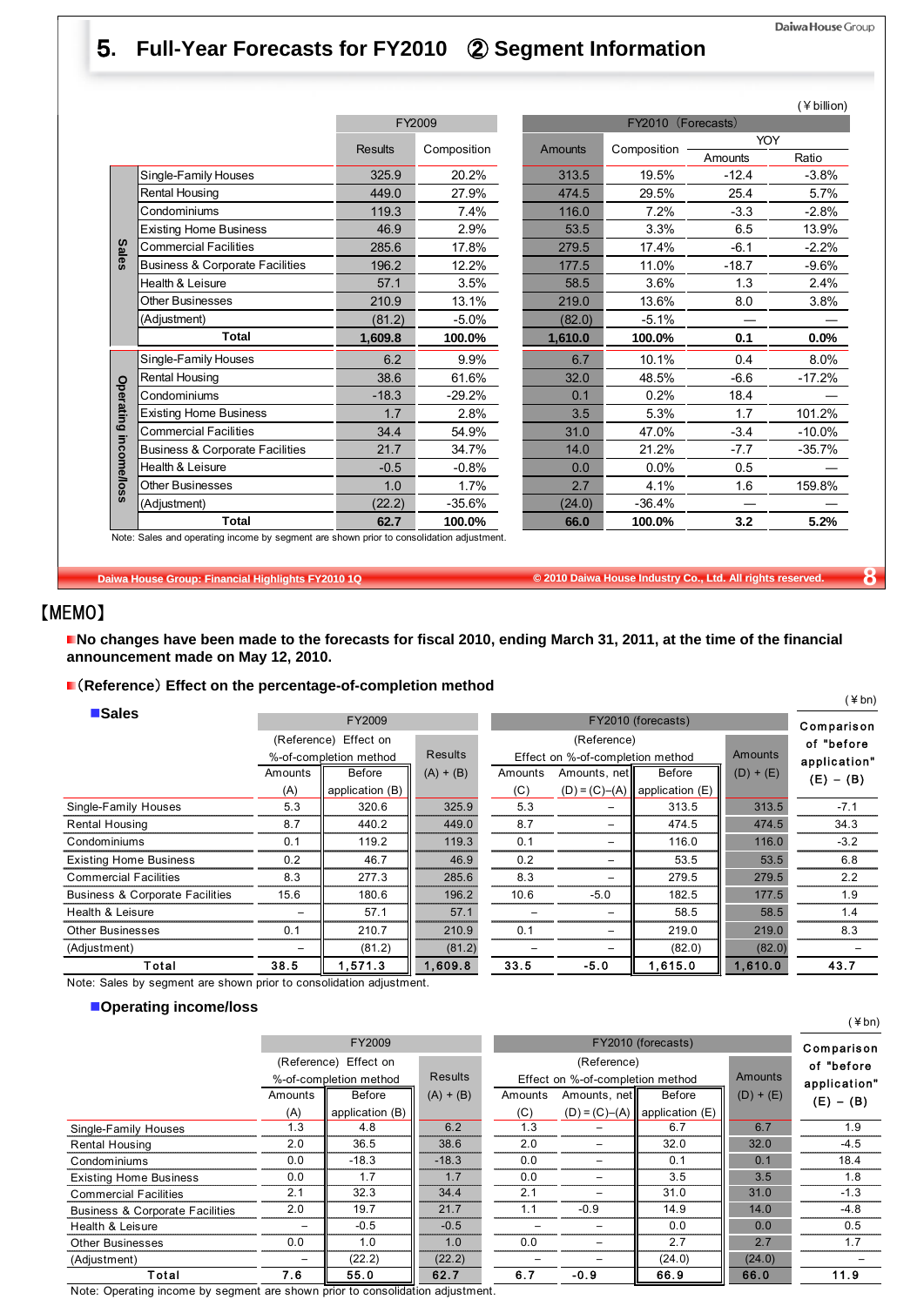# 5. Full-Year Forecasts for FY2010 ② Segment Information

(￥billion)

| | | FY2009 | | FY2010（Forecasts） | | | |
|---|---|---|---|---|---|---|---|
| | | Results | Composition | Amounts | Composition | YOY Amounts | YOY Ratio |
| Sales | Single-Family Houses | 325.9 | 20.2% | 313.5 | 19.5% | -12.4 | -3.8% |
| | Rental Housing | 449.0 | 27.9% | 474.5 | 29.5% | 25.4 | 5.7% |
| | Condominiums | 119.3 | 7.4% | 116.0 | 7.2% | -3.3 | -2.8% |
| | Existing Home Business | 46.9 | 2.9% | 53.5 | 3.3% | 6.5 | 13.9% |
| | Commercial Facilities | 285.6 | 17.8% | 279.5 | 17.4% | -6.1 | -2.2% |
| | Business & Corporate Facilities | 196.2 | 12.2% | 177.5 | 11.0% | -18.7 | -9.6% |
| | Health & Leisure | 57.1 | 3.5% | 58.5 | 3.6% | 1.3 | 2.4% |
| | Other Businesses | 210.9 | 13.1% | 219.0 | 13.6% | 8.0 | 3.8% |
| | (Adjustment) | (81.2) | -5.0% | (82.0) | -5.1% | — | — |
| | **Total** | **1,609.8** | **100.0%** | **1,610.0** | **100.0%** | **0.1** | **0.0%** |
| Operating income/loss | Single-Family Houses | 6.2 | 9.9% | 6.7 | 10.1% | 0.4 | 8.0% |
| | Rental Housing | 38.6 | 61.6% | 32.0 | 48.5% | -6.6 | -17.2% |
| | Condominiums | -18.3 | -29.2% | 0.1 | 0.2% | 18.4 | — |
| | Existing Home Business | 1.7 | 2.8% | 3.5 | 5.3% | 1.7 | 101.2% |
| | Commercial Facilities | 34.4 | 54.9% | 31.0 | 47.0% | -3.4 | -10.0% |
| | Business & Corporate Facilities | 21.7 | 34.7% | 14.0 | 21.2% | -7.7 | -35.7% |
| | Health & Leisure | -0.5 | -0.8% | 0.0 | 0.0% | 0.5 | — |
| | Other Businesses | 1.0 | 1.7% | 2.7 | 4.1% | 1.6 | 159.8% |
| | (Adjustment) | (22.2) | -35.6% | (24.0) | -36.4% | — | — |
| | **Total** | **62.7** | **100.0%** | **66.0** | **100.0%** | **3.2** | **5.2%** |

Note: Sales and operating income by segment are shown prior to consolidation adjustment.

## 【MEMO】

■No changes have been made to the forecasts for fiscal 2010, ending March 31, 2011, at the time of the financial announcement made on May 12, 2010.

■（Reference）Effect on the percentage-of-completion method

### ■Sales

(￥bn)

| | FY2009 (Reference) Effect on %-of-completion method: Amounts (A) | FY2009 Before application (B) | FY2009 Results (A) + (B) | FY2010 (forecasts) (Reference) Effect on %-of-completion method: Amounts (C) | Amounts, net (D) = (C)−(A) | Before application (E) | Amounts (D) + (E) | Comparison of "before application" (E) − (B) |
|---|---|---|---|---|---|---|---|---|
| Single-Family Houses | 5.3 | 320.6 | 325.9 | 5.3 | – | 313.5 | 313.5 | -7.1 |
| Rental Housing | 8.7 | 440.2 | 449.0 | 8.7 | – | 474.5 | 474.5 | 34.3 |
| Condominiums | 0.1 | 119.2 | 119.3 | 0.1 | – | 116.0 | 116.0 | -3.2 |
| Existing Home Business | 0.2 | 46.7 | 46.9 | 0.2 | – | 53.5 | 53.5 | 6.8 |
| Commercial Facilities | 8.3 | 277.3 | 285.6 | 8.3 | – | 279.5 | 279.5 | 2.2 |
| Business & Corporate Facilities | 15.6 | 180.6 | 196.2 | 10.6 | -5.0 | 182.5 | 177.5 | 1.9 |
| Health & Leisure | – | 57.1 | 57.1 | – | – | 58.5 | 58.5 | 1.4 |
| Other Businesses | 0.1 | 210.7 | 210.9 | 0.1 | – | 219.0 | 219.0 | 8.3 |
| (Adjustment) | – | (81.2) | (81.2) | – | – | (82.0) | (82.0) | – |
| **Total** | **38.5** | **1,571.3** | **1,609.8** | **33.5** | **-5.0** | **1,615.0** | **1,610.0** | **43.7** |

Note: Sales by segment are shown prior to consolidation adjustment.

### ■Operating income/loss

(￥bn)

| | FY2009 (Reference) Effect on %-of-completion method: Amounts (A) | FY2009 Before application (B) | FY2009 Results (A) + (B) | FY2010 (forecasts) (Reference) Effect on %-of-completion method: Amounts (C) | Amounts, net (D) = (C)−(A) | Before application (E) | Amounts (D) + (E) | Comparison of "before application" (E) − (B) |
|---|---|---|---|---|---|---|---|---|
| Single-Family Houses | 1.3 | 4.8 | 6.2 | 1.3 | – | 6.7 | 6.7 | 1.9 |
| Rental Housing | 2.0 | 36.5 | 38.6 | 2.0 | – | 32.0 | 32.0 | -4.5 |
| Condominiums | 0.0 | -18.3 | -18.3 | 0.0 | – | 0.1 | 0.1 | 18.4 |
| Existing Home Business | 0.0 | 1.7 | 1.7 | 0.0 | – | 3.5 | 3.5 | 1.8 |
| Commercial Facilities | 2.1 | 32.3 | 34.4 | 2.1 | – | 31.0 | 31.0 | -1.3 |
| Business & Corporate Facilities | 2.0 | 19.7 | 21.7 | 1.1 | -0.9 | 14.9 | 14.0 | -4.8 |
| Health & Leisure | – | -0.5 | -0.5 | – | – | 0.0 | 0.0 | 0.5 |
| Other Businesses | 0.0 | 1.0 | 1.0 | 0.0 | – | 2.7 | 2.7 | 1.7 |
| (Adjustment) | – | (22.2) | (22.2) | – | – | (24.0) | (24.0) | – |
| **Total** | **7.6** | **55.0** | **62.7** | **6.7** | **-0.9** | **66.9** | **66.0** | **11.9** |

Note: Operating income by segment are shown prior to consolidation adjustment.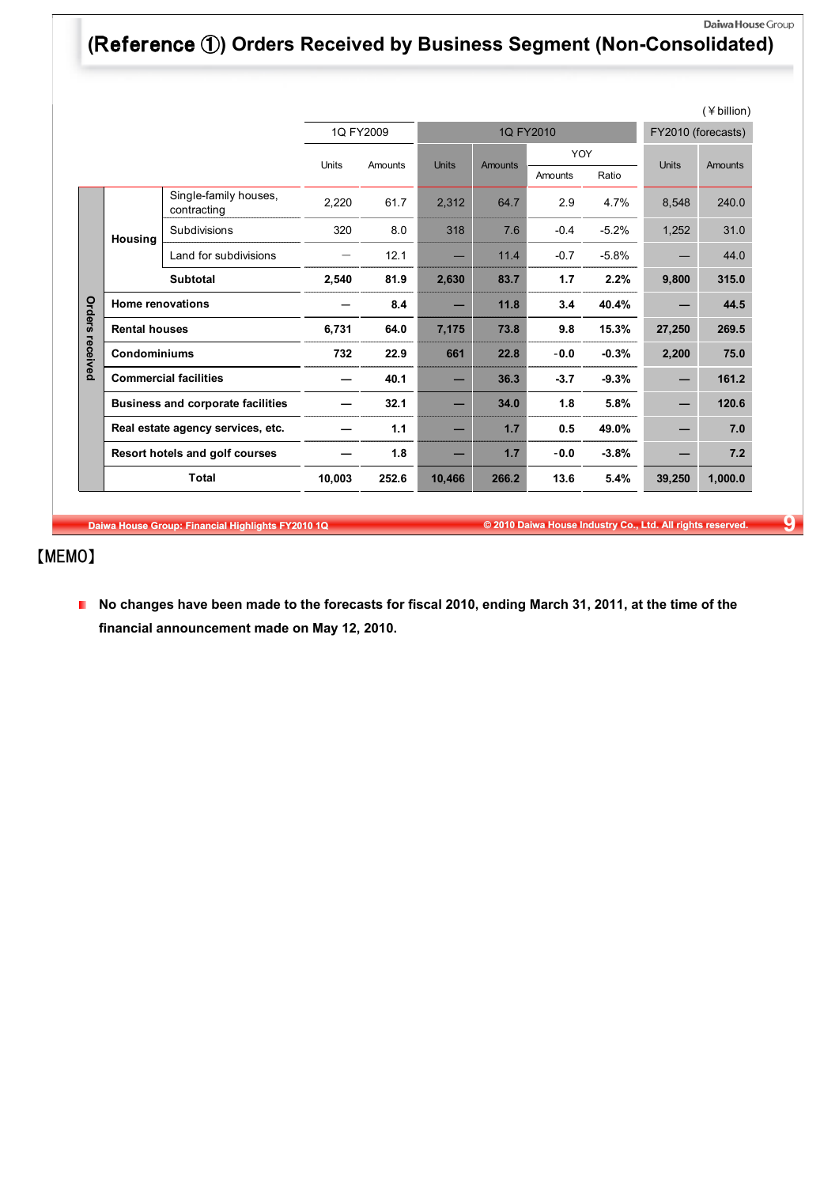# (Reference ①) Orders Received by Business Segment (Non-Consolidated)

(¥billion)

| | | | 1Q FY2009 | | 1Q FY2010 | | | | FY2010 (forecasts) | |
|---|---|---|---|---|---|---|---|---|---|---|
| | | | | | | | YOY | | | |
| | | | Units | Amounts | Units | Amounts | Amounts | Ratio | Units | Amounts |
| Orders received | Housing | Single-family houses, contracting | 2,220 | 61.7 | 2,312 | 64.7 | 2.9 | 4.7% | 8,548 | 240.0 |
| | | Subdivisions | 320 | 8.0 | 318 | 7.6 | -0.4 | -5.2% | 1,252 | 31.0 |
| | | Land for subdivisions | — | 12.1 | — | 11.4 | -0.7 | -5.8% | — | 44.0 |
| | | **Subtotal** | **2,540** | **81.9** | **2,630** | **83.7** | **1.7** | **2.2%** | **9,800** | **315.0** |
| | **Home renovations** | | — | **8.4** | — | **11.8** | **3.4** | **40.4%** | — | **44.5** |
| | **Rental houses** | | **6,731** | **64.0** | **7,175** | **73.8** | **9.8** | **15.3%** | **27,250** | **269.5** |
| | **Condominiums** | | **732** | **22.9** | **661** | **22.8** | **-0.0** | **-0.3%** | **2,200** | **75.0** |
| | **Commercial facilities** | | — | **40.1** | — | **36.3** | **-3.7** | **-9.3%** | — | **161.2** |
| | **Business and corporate facilities** | | — | **32.1** | — | **34.0** | **1.8** | **5.8%** | — | **120.6** |
| | **Real estate agency services, etc.** | | — | **1.1** | — | **1.7** | **0.5** | **49.0%** | — | **7.0** |
| | **Resort hotels and golf courses** | | — | **1.8** | — | **1.7** | **-0.0** | **-3.8%** | — | **7.2** |
| | **Total** | | **10,003** | **252.6** | **10,466** | **266.2** | **13.6** | **5.4%** | **39,250** | **1,000.0** |

【MEMO】

- **No changes have been made to the forecasts for fiscal 2010, ending March 31, 2011, at the time of the financial announcement made on May 12, 2010.**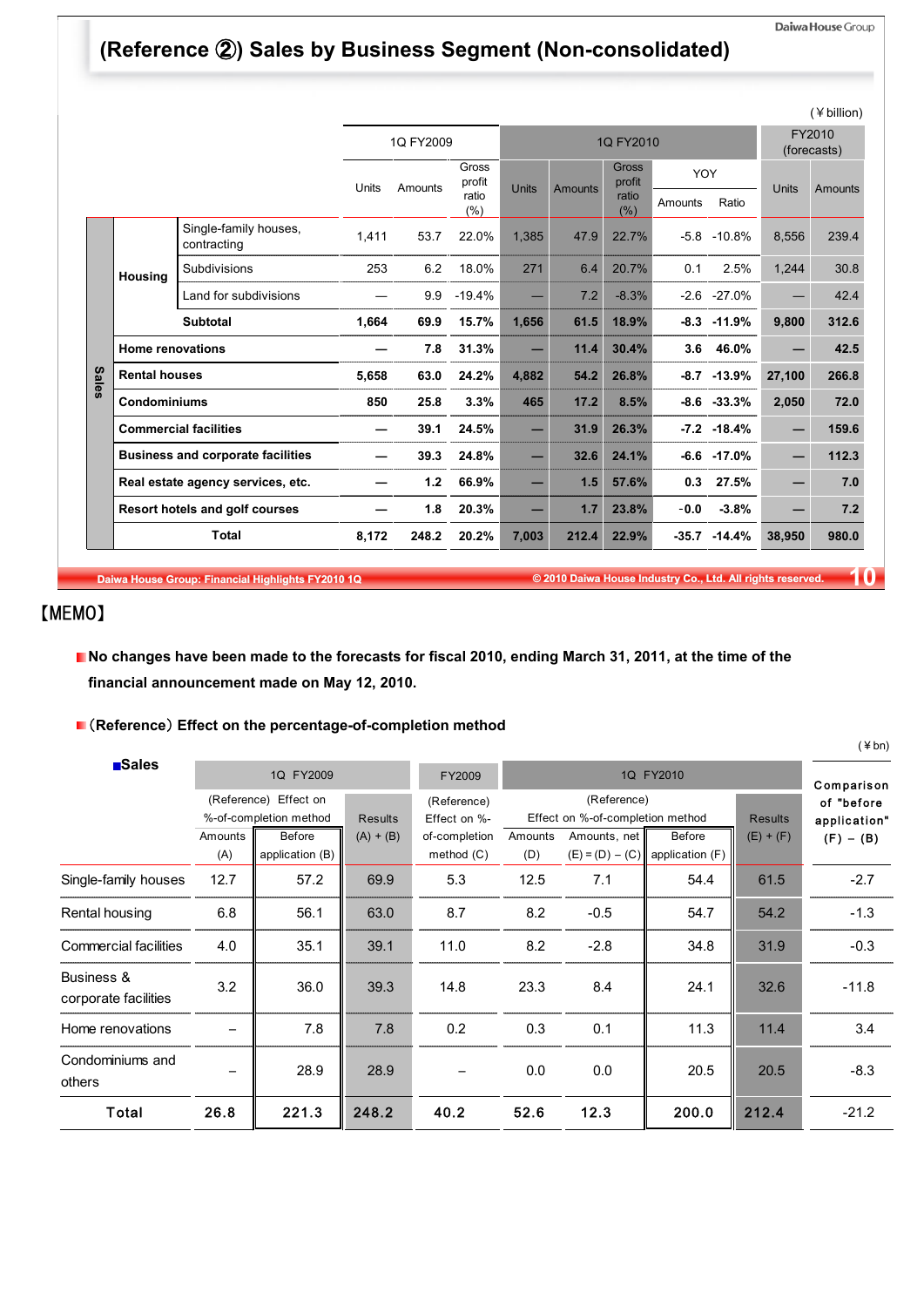# (Reference ②) Sales by Business Segment (Non-consolidated)

(¥ billion)

| | | | 1Q FY2009 | | | 1Q FY2010 | | | YOY | | FY2010 (forecasts) | |
|---|---|---|---|---|---|---|---|---|---|---|---|---|
| | | | Units | Amounts | Gross profit ratio (%) | Units | Amounts | Gross profit ratio (%) | Amounts | Ratio | Units | Amounts |
| Sales | Housing | Single-family houses, contracting | 1,411 | 53.7 | 22.0% | 1,385 | 47.9 | 22.7% | -5.8 | -10.8% | 8,556 | 239.4 |
| | | Subdivisions | 253 | 6.2 | 18.0% | 271 | 6.4 | 20.7% | 0.1 | 2.5% | 1,244 | 30.8 |
| | | Land for subdivisions | — | 9.9 | -19.4% | — | 7.2 | -8.3% | -2.6 | -27.0% | — | 42.4 |
| | | **Subtotal** | **1,664** | **69.9** | **15.7%** | **1,656** | **61.5** | **18.9%** | **-8.3** | **-11.9%** | **9,800** | **312.6** |
| | **Home renovations** | | — | **7.8** | **31.3%** | — | **11.4** | **30.4%** | **3.6** | **46.0%** | — | **42.5** |
| | **Rental houses** | | **5,658** | **63.0** | **24.2%** | **4,882** | **54.2** | **26.8%** | **-8.7** | **-13.9%** | **27,100** | **266.8** |
| | **Condominiums** | | **850** | **25.8** | **3.3%** | **465** | **17.2** | **8.5%** | **-8.6** | **-33.3%** | **2,050** | **72.0** |
| | **Commercial facilities** | | — | **39.1** | **24.5%** | — | **31.9** | **26.3%** | **-7.2** | **-18.4%** | — | **159.6** |
| | **Business and corporate facilities** | | — | **39.3** | **24.8%** | — | **32.6** | **24.1%** | **-6.6** | **-17.0%** | — | **112.3** |
| | **Real estate agency services, etc.** | | — | **1.2** | **66.9%** | — | **1.5** | **57.6%** | **0.3** | **27.5%** | — | **7.0** |
| | **Resort hotels and golf courses** | | — | **1.8** | **20.3%** | — | **1.7** | **23.8%** | **-0.0** | **-3.8%** | — | **7.2** |
| | **Total** | | **8,172** | **248.2** | **20.2%** | **7,003** | **212.4** | **22.9%** | **-35.7** | **-14.4%** | **38,950** | **980.0** |

【MEMO】

- **No changes have been made to the forecasts for fiscal 2010, ending March 31, 2011, at the time of the financial announcement made on May 12, 2010.**

- **(Reference) Effect on the percentage-of-completion method**

(¥bn)

**Sales**

| | 1Q FY2009 | | | FY2009 | 1Q FY2010 | | | | Comparison of "before application" |
|---|---|---|---|---|---|---|---|---|---|
| | (Reference) Effect on %-of-completion method | | Results | (Reference) Effect on %-of-completion method (C) | (Reference) Effect on %-of-completion method | | | Results | |
| | Amounts (A) | Before application (B) | (A) + (B) | | Amounts (D) | Amounts, net (E) = (D) − (C) | Before application (F) | (E) + (F) | (F) − (B) |
| Single-family houses | 12.7 | 57.2 | 69.9 | 5.3 | 12.5 | 7.1 | 54.4 | 61.5 | -2.7 |
| Rental housing | 6.8 | 56.1 | 63.0 | 8.7 | 8.2 | -0.5 | 54.7 | 54.2 | -1.3 |
| Commercial facilities | 4.0 | 35.1 | 39.1 | 11.0 | 8.2 | -2.8 | 34.8 | 31.9 | -0.3 |
| Business & corporate facilities | 3.2 | 36.0 | 39.3 | 14.8 | 23.3 | 8.4 | 24.1 | 32.6 | -11.8 |
| Home renovations | – | 7.8 | 7.8 | 0.2 | 0.3 | 0.1 | 11.3 | 11.4 | 3.4 |
| Condominiums and others | – | 28.9 | 28.9 | – | 0.0 | 0.0 | 20.5 | 20.5 | -8.3 |
| **Total** | **26.8** | **221.3** | **248.2** | **40.2** | **52.6** | **12.3** | **200.0** | **212.4** | **-21.2** |